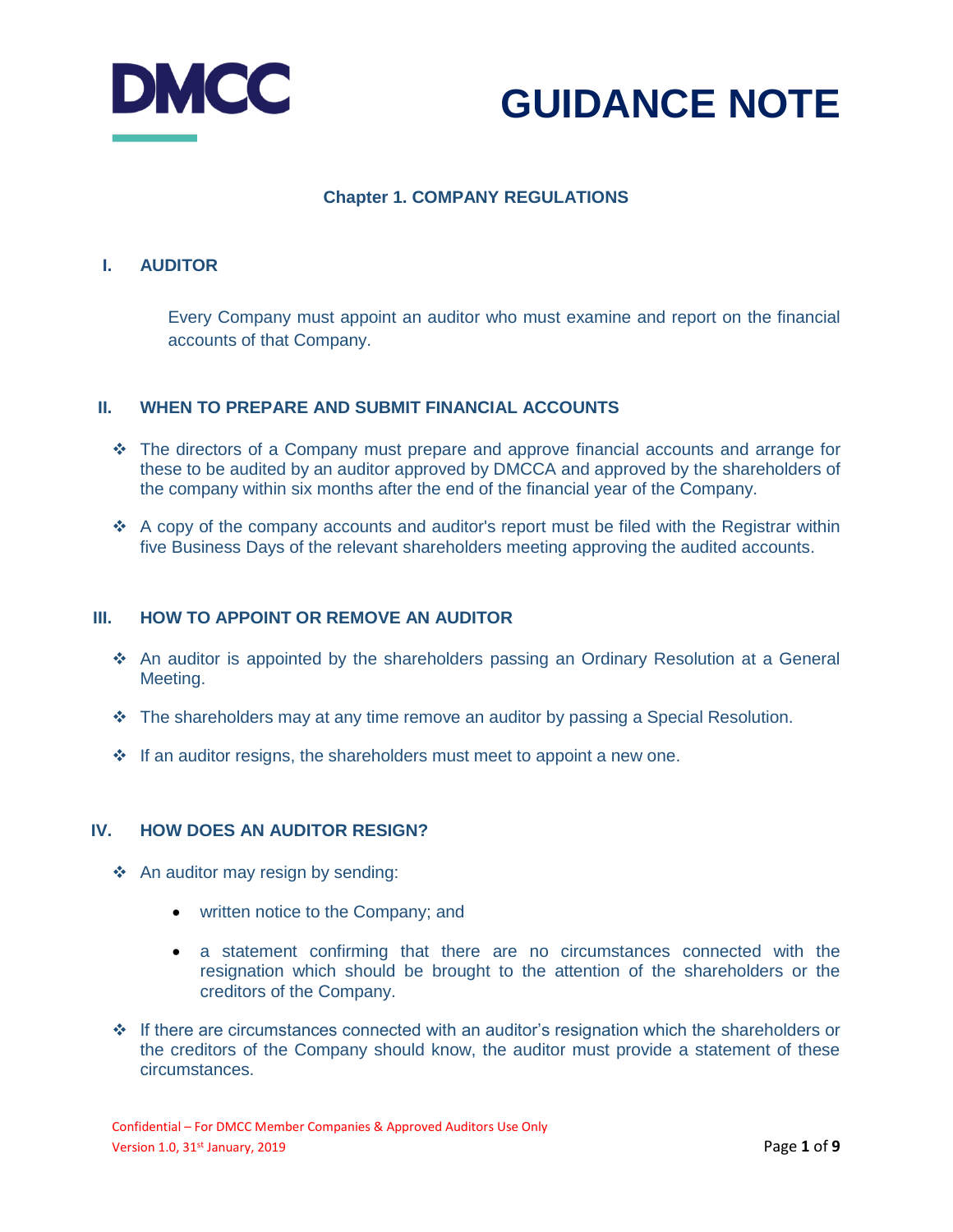DMCC

# GUIDANCE NOTE

## Chapter 1. COMPANY REGULATIONS

### I. AUDITOR

Every Company must appoint an auditor who must examine and report on the financial accounts of that Company.

### II. WHEN TO PREPARE AND SUBMIT FINANCIAL ACCOUNTS

- The directors of a Company must prepare and approve financial accounts and arrange for these to be audited by an auditor approved by DMCCA and approved by the shareholders of the company within six months after the end of the financial year of the Company.
- A copy of the company accounts and auditor's report must be filed with the Registrar within five Business Days of the relevant shareholders meeting approving the audited accounts.

### III. HOW TO APPOINT OR REMOVE AN AUDITOR

- An auditor is appointed by the shareholders passing an Ordinary Resolution at a General Meeting.
- The shareholders may at any time remove an auditor by passing a Special Resolution.
- If an auditor resigns, the shareholders must meet to appoint a new one.

### IV. HOW DOES AN AUDITOR RESIGN?

- An auditor may resign by sending:
  - written notice to the Company; and
  - a statement confirming that there are no circumstances connected with the resignation which should be brought to the attention of the shareholders or the creditors of the Company.
- If there are circumstances connected with an auditor's resignation which the shareholders or the creditors of the Company should know, the auditor must provide a statement of these circumstances.

Confidential – For DMCC Member Companies & Approved Auditors Use Only
Version 1.0, 31st January, 2019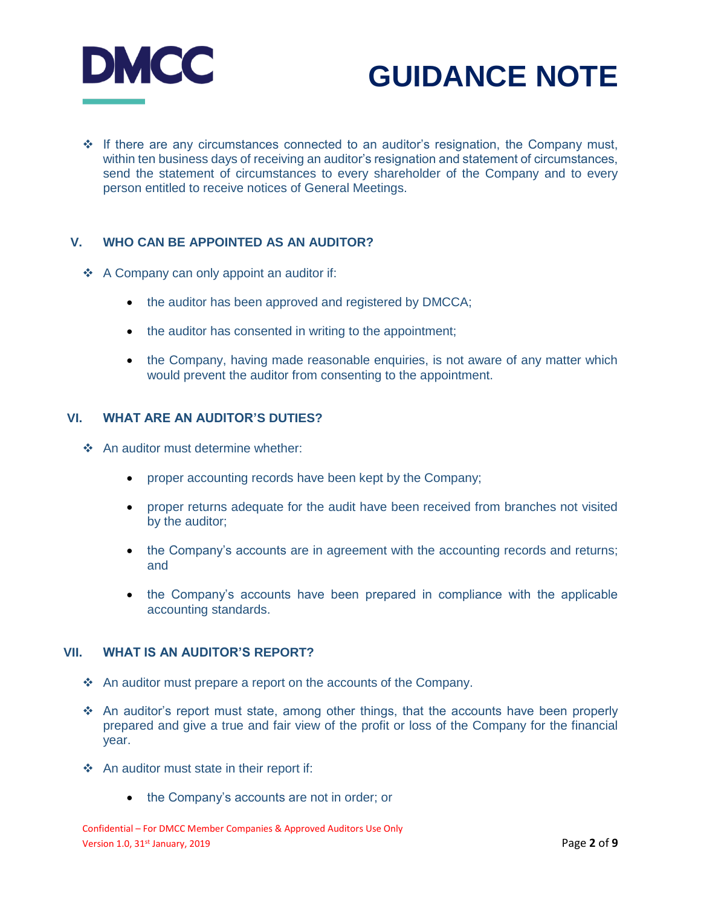- If there are any circumstances connected to an auditor's resignation, the Company must, within ten business days of receiving an auditor's resignation and statement of circumstances, send the statement of circumstances to every shareholder of the Company and to every person entitled to receive notices of General Meetings.

## V. WHO CAN BE APPOINTED AS AN AUDITOR?

- A Company can only appoint an auditor if:
  - the auditor has been approved and registered by DMCCA;
  - the auditor has consented in writing to the appointment;
  - the Company, having made reasonable enquiries, is not aware of any matter which would prevent the auditor from consenting to the appointment.

## VI. WHAT ARE AN AUDITOR'S DUTIES?

- An auditor must determine whether:
  - proper accounting records have been kept by the Company;
  - proper returns adequate for the audit have been received from branches not visited by the auditor;
  - the Company's accounts are in agreement with the accounting records and returns; and
  - the Company's accounts have been prepared in compliance with the applicable accounting standards.

## VII. WHAT IS AN AUDITOR'S REPORT?

- An auditor must prepare a report on the accounts of the Company.
- An auditor's report must state, among other things, that the accounts have been properly prepared and give a true and fair view of the profit or loss of the Company for the financial year.
- An auditor must state in their report if:
  - the Company's accounts are not in order; or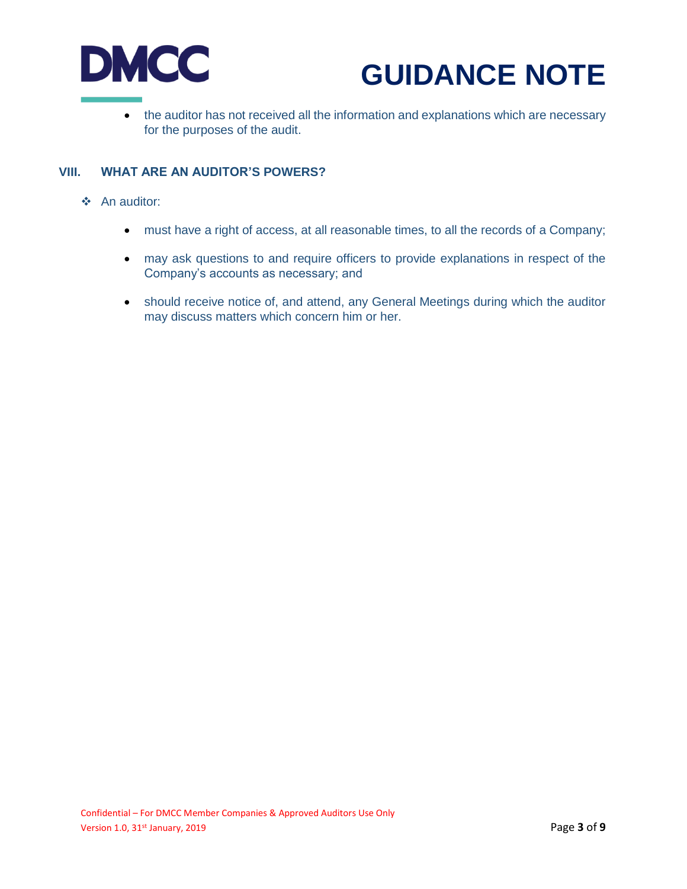- the auditor has not received all the information and explanations which are necessary for the purposes of the audit.

## VIII. WHAT ARE AN AUDITOR'S POWERS?

- An auditor:

  - must have a right of access, at all reasonable times, to all the records of a Company;
  - may ask questions to and require officers to provide explanations in respect of the Company's accounts as necessary; and
  - should receive notice of, and attend, any General Meetings during which the auditor may discuss matters which concern him or her.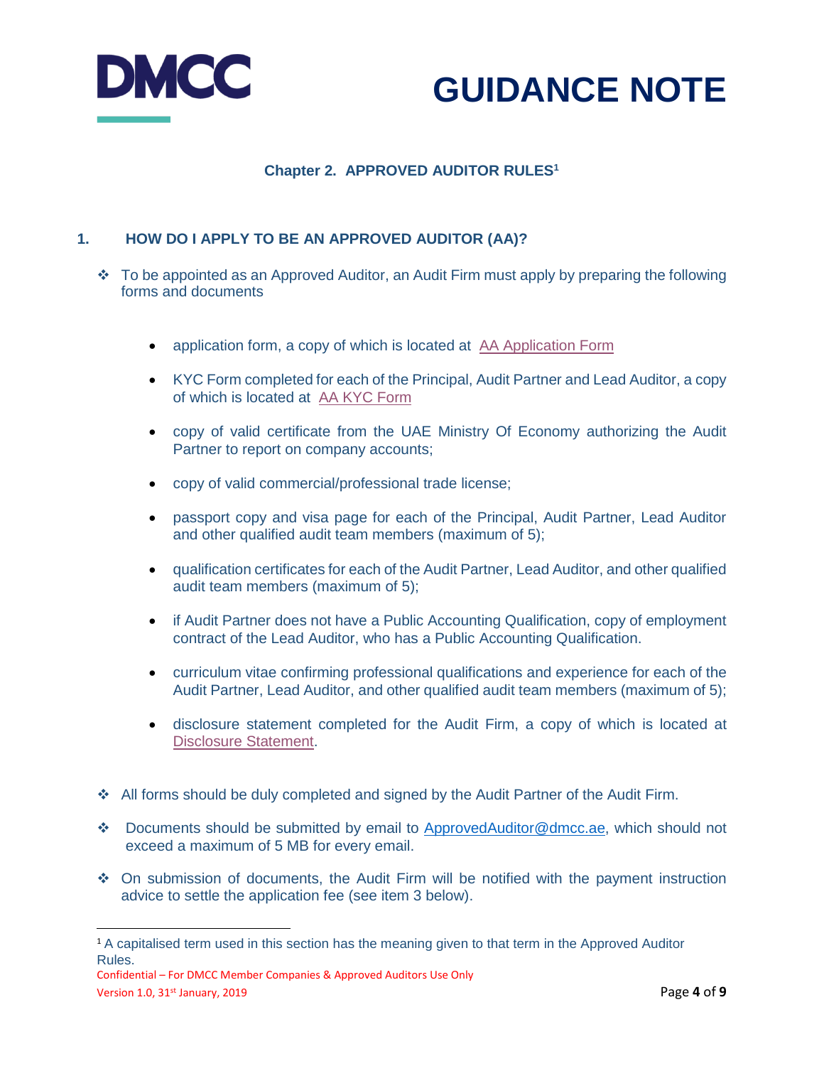# GUIDANCE NOTE

## Chapter 2. APPROVED AUDITOR RULES[1]

### 1. HOW DO I APPLY TO BE AN APPROVED AUDITOR (AA)?

- To be appointed as an Approved Auditor, an Audit Firm must apply by preparing the following forms and documents

  - application form, a copy of which is located at AA Application Form
  - KYC Form completed for each of the Principal, Audit Partner and Lead Auditor, a copy of which is located at AA KYC Form
  - copy of valid certificate from the UAE Ministry Of Economy authorizing the Audit Partner to report on company accounts;
  - copy of valid commercial/professional trade license;
  - passport copy and visa page for each of the Principal, Audit Partner, Lead Auditor and other qualified audit team members (maximum of 5);
  - qualification certificates for each of the Audit Partner, Lead Auditor, and other qualified audit team members (maximum of 5);
  - if Audit Partner does not have a Public Accounting Qualification, copy of employment contract of the Lead Auditor, who has a Public Accounting Qualification.
  - curriculum vitae confirming professional qualifications and experience for each of the Audit Partner, Lead Auditor, and other qualified audit team members (maximum of 5);
  - disclosure statement completed for the Audit Firm, a copy of which is located at Disclosure Statement.

- All forms should be duly completed and signed by the Audit Partner of the Audit Firm.
- Documents should be submitted by email to ApprovedAuditor@dmcc.ae, which should not exceed a maximum of 5 MB for every email.
- On submission of documents, the Audit Firm will be notified with the payment instruction advice to settle the application fee (see item 3 below).

---

[1] A capitalised term used in this section has the meaning given to that term in the Approved Auditor Rules.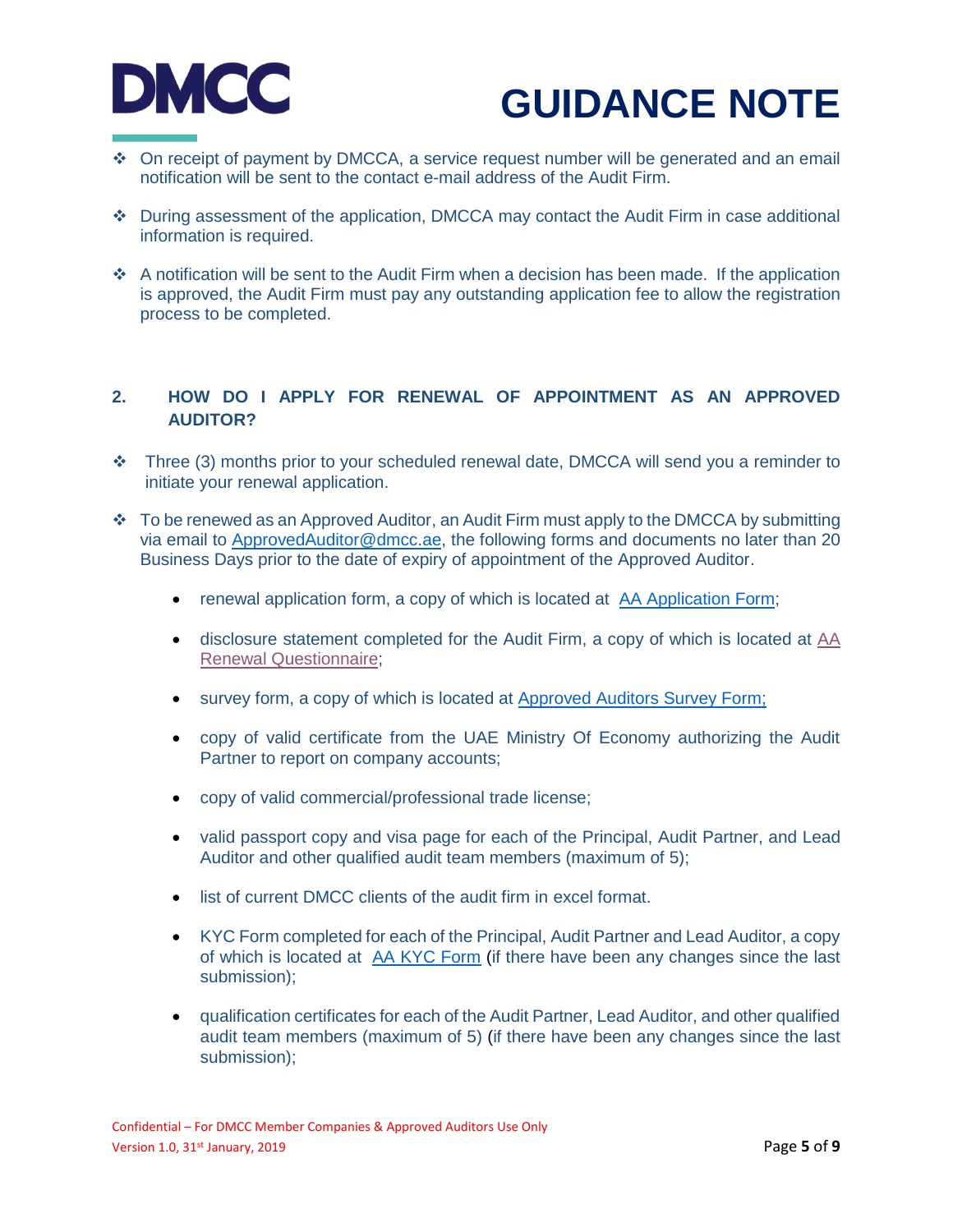- On receipt of payment by DMCCA, a service request number will be generated and an email notification will be sent to the contact e-mail address of the Audit Firm.

- During assessment of the application, DMCCA may contact the Audit Firm in case additional information is required.

- A notification will be sent to the Audit Firm when a decision has been made. If the application is approved, the Audit Firm must pay any outstanding application fee to allow the registration process to be completed.

## 2. HOW DO I APPLY FOR RENEWAL OF APPOINTMENT AS AN APPROVED AUDITOR?

- Three (3) months prior to your scheduled renewal date, DMCCA will send you a reminder to initiate your renewal application.

- To be renewed as an Approved Auditor, an Audit Firm must apply to the DMCCA by submitting via email to ApprovedAuditor@dmcc.ae, the following forms and documents no later than 20 Business Days prior to the date of expiry of appointment of the Approved Auditor.

  - renewal application form, a copy of which is located at AA Application Form;
  - disclosure statement completed for the Audit Firm, a copy of which is located at AA Renewal Questionnaire;
  - survey form, a copy of which is located at Approved Auditors Survey Form;
  - copy of valid certificate from the UAE Ministry Of Economy authorizing the Audit Partner to report on company accounts;
  - copy of valid commercial/professional trade license;
  - valid passport copy and visa page for each of the Principal, Audit Partner, and Lead Auditor and other qualified audit team members (maximum of 5);
  - list of current DMCC clients of the audit firm in excel format.
  - KYC Form completed for each of the Principal, Audit Partner and Lead Auditor, a copy of which is located at AA KYC Form (if there have been any changes since the last submission);
  - qualification certificates for each of the Audit Partner, Lead Auditor, and other qualified audit team members (maximum of 5) (if there have been any changes since the last submission);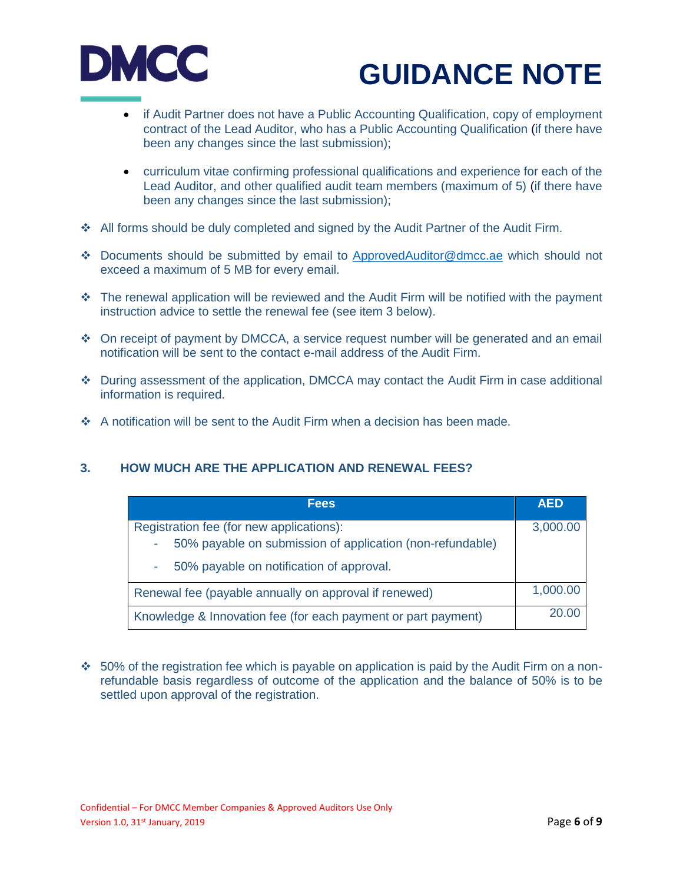- if Audit Partner does not have a Public Accounting Qualification, copy of employment contract of the Lead Auditor, who has a Public Accounting Qualification (if there have been any changes since the last submission);

- curriculum vitae confirming professional qualifications and experience for each of the Lead Auditor, and other qualified audit team members (maximum of 5) (if there have been any changes since the last submission);

- All forms should be duly completed and signed by the Audit Partner of the Audit Firm.

- Documents should be submitted by email to ApprovedAuditor@dmcc.ae which should not exceed a maximum of 5 MB for every email.

- The renewal application will be reviewed and the Audit Firm will be notified with the payment instruction advice to settle the renewal fee (see item 3 below).

- On receipt of payment by DMCCA, a service request number will be generated and an email notification will be sent to the contact e-mail address of the Audit Firm.

- During assessment of the application, DMCCA may contact the Audit Firm in case additional information is required.

- A notification will be sent to the Audit Firm when a decision has been made.

### 3. HOW MUCH ARE THE APPLICATION AND RENEWAL FEES?

| Fees | AED |
|---|---|
| Registration fee (for new applications):<br>- 50% payable on submission of application (non-refundable)<br>- 50% payable on notification of approval. | 3,000.00 |
| Renewal fee (payable annually on approval if renewed) | 1,000.00 |
| Knowledge & Innovation fee (for each payment or part payment) | 20.00 |

- 50% of the registration fee which is payable on application is paid by the Audit Firm on a non-refundable basis regardless of outcome of the application and the balance of 50% is to be settled upon approval of the registration.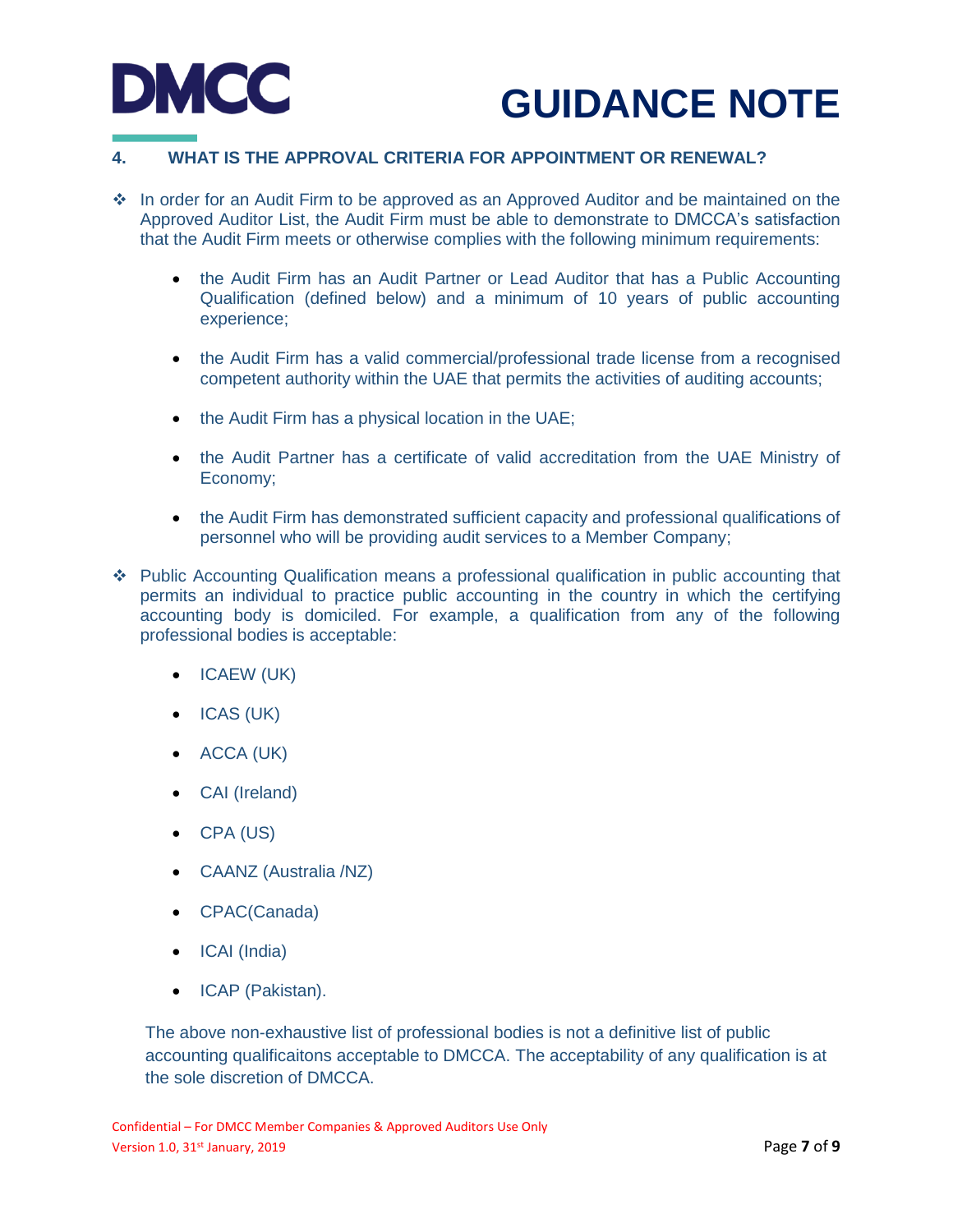## 4. WHAT IS THE APPROVAL CRITERIA FOR APPOINTMENT OR RENEWAL?

- In order for an Audit Firm to be approved as an Approved Auditor and be maintained on the Approved Auditor List, the Audit Firm must be able to demonstrate to DMCCA's satisfaction that the Audit Firm meets or otherwise complies with the following minimum requirements:

  - the Audit Firm has an Audit Partner or Lead Auditor that has a Public Accounting Qualification (defined below) and a minimum of 10 years of public accounting experience;
  - the Audit Firm has a valid commercial/professional trade license from a recognised competent authority within the UAE that permits the activities of auditing accounts;
  - the Audit Firm has a physical location in the UAE;
  - the Audit Partner has a certificate of valid accreditation from the UAE Ministry of Economy;
  - the Audit Firm has demonstrated sufficient capacity and professional qualifications of personnel who will be providing audit services to a Member Company;

- Public Accounting Qualification means a professional qualification in public accounting that permits an individual to practice public accounting in the country in which the certifying accounting body is domiciled. For example, a qualification from any of the following professional bodies is acceptable:

  - ICAEW (UK)
  - ICAS (UK)
  - ACCA (UK)
  - CAI (Ireland)
  - CPA (US)
  - CAANZ (Australia /NZ)
  - CPAC(Canada)
  - ICAI (India)
  - ICAP (Pakistan).

  The above non-exhaustive list of professional bodies is not a definitive list of public accounting qualificaitons acceptable to DMCCA. The acceptability of any qualification is at the sole discretion of DMCCA.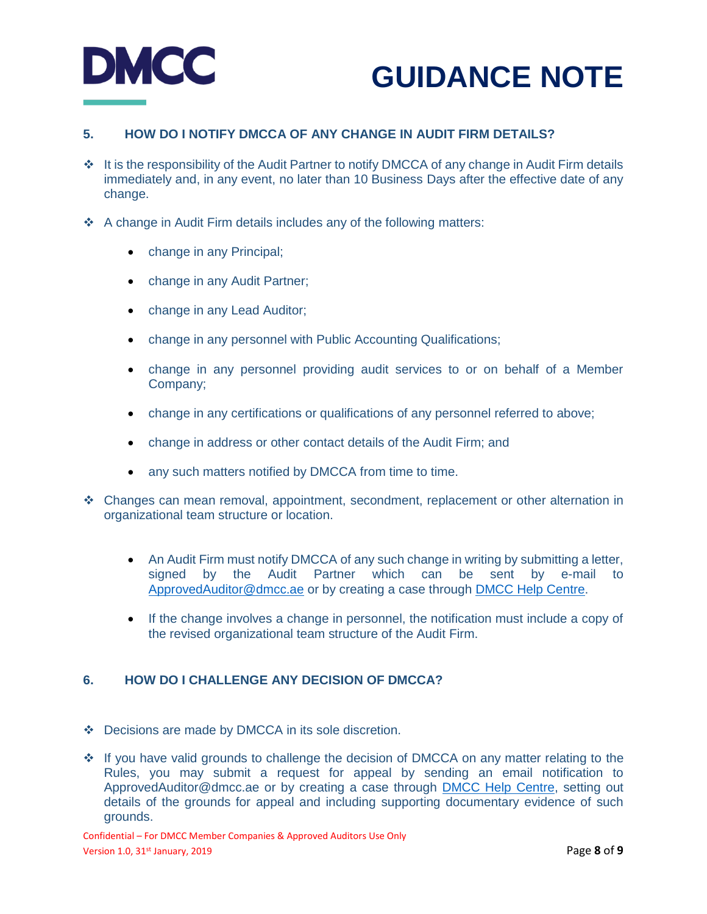## 5. HOW DO I NOTIFY DMCCA OF ANY CHANGE IN AUDIT FIRM DETAILS?

- It is the responsibility of the Audit Partner to notify DMCCA of any change in Audit Firm details immediately and, in any event, no later than 10 Business Days after the effective date of any change.

- A change in Audit Firm details includes any of the following matters:

  - change in any Principal;
  - change in any Audit Partner;
  - change in any Lead Auditor;
  - change in any personnel with Public Accounting Qualifications;
  - change in any personnel providing audit services to or on behalf of a Member Company;
  - change in any certifications or qualifications of any personnel referred to above;
  - change in address or other contact details of the Audit Firm; and
  - any such matters notified by DMCCA from time to time.

- Changes can mean removal, appointment, secondment, replacement or other alternation in organizational team structure or location.

  - An Audit Firm must notify DMCCA of any such change in writing by submitting a letter, signed by the Audit Partner which can be sent by e-mail to [ApprovedAuditor@dmcc.ae](mailto:ApprovedAuditor@dmcc.ae) or by creating a case through [DMCC Help Centre](#).

  - If the change involves a change in personnel, the notification must include a copy of the revised organizational team structure of the Audit Firm.

## 6. HOW DO I CHALLENGE ANY DECISION OF DMCCA?

- Decisions are made by DMCCA in its sole discretion.

- If you have valid grounds to challenge the decision of DMCCA on any matter relating to the Rules, you may submit a request for appeal by sending an email notification to ApprovedAuditor@dmcc.ae or by creating a case through [DMCC Help Centre](#), setting out details of the grounds for appeal and including supporting documentary evidence of such grounds.

Confidential – For DMCC Member Companies & Approved Auditors Use Only
Version 1.0, 31st January, 2019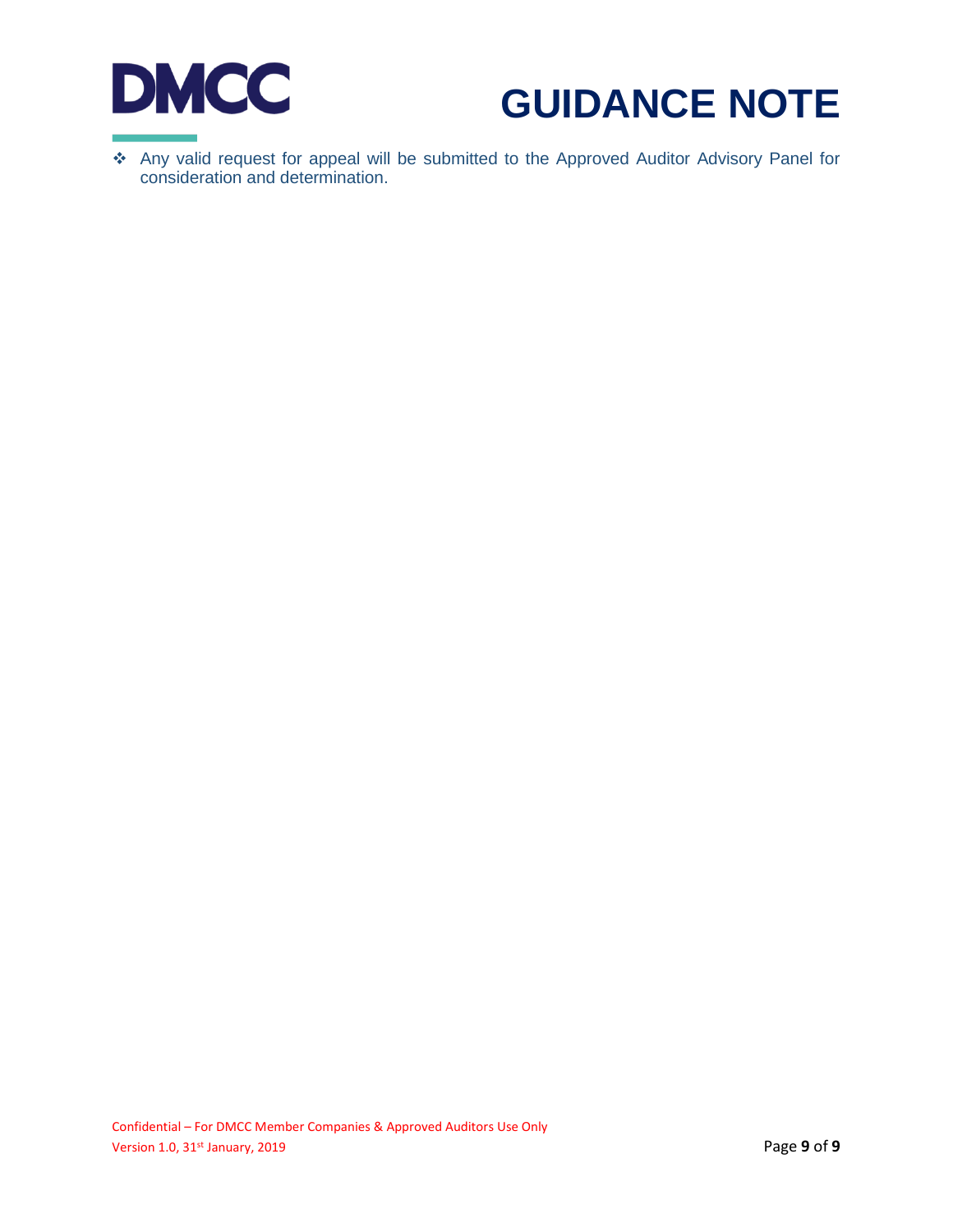- Any valid request for appeal will be submitted to the Approved Auditor Advisory Panel for consideration and determination.